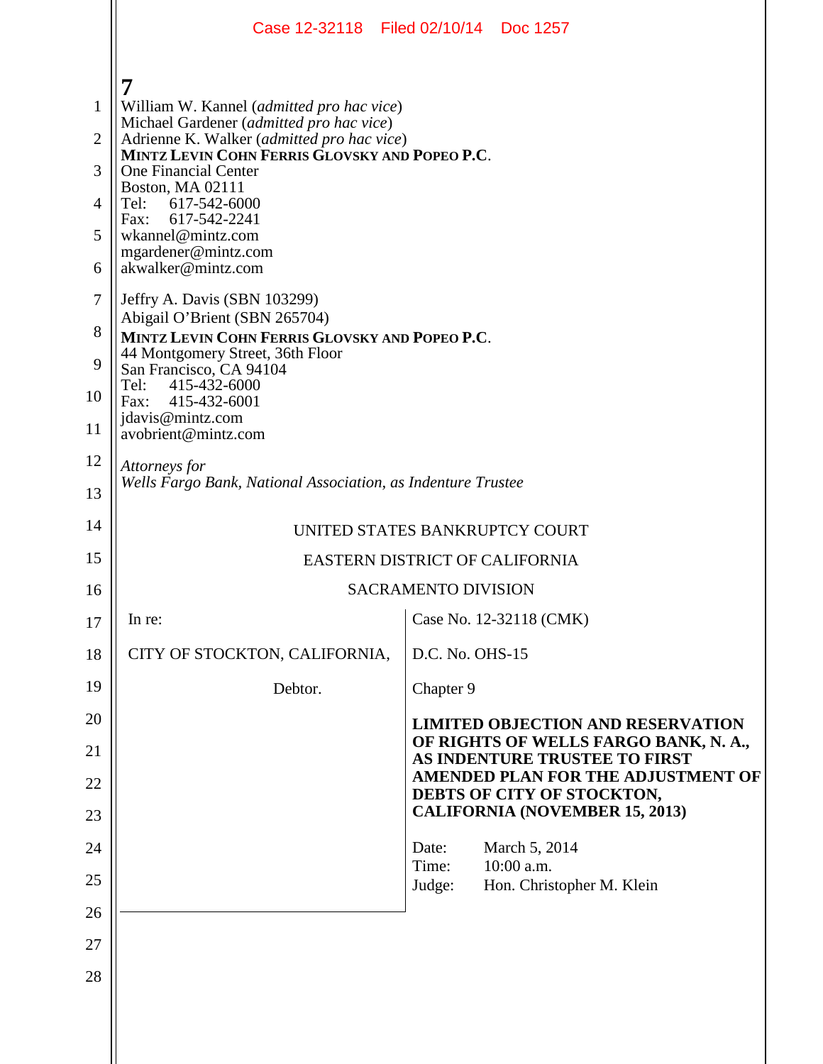William W. Kannel (*admitted pro hac vice*)
Michael Gardener (*admitted pro hac vice*)
Adrienne K. Walker (*admitted pro hac vice*)
**MINTZ LEVIN COHN FERRIS GLOVSKY AND POPEO P.C.**
One Financial Center
Boston, MA 02111
Tel: 617-542-6000
Fax: 617-542-2241
wkannel@mintz.com
mgardener@mintz.com
akwalker@mintz.com

Jeffry A. Davis (SBN 103299)
Abigail O'Brient (SBN 265704)
**MINTZ LEVIN COHN FERRIS GLOVSKY AND POPEO P.C.**
44 Montgomery Street, 36th Floor
San Francisco, CA 94104
Tel: 415-432-6000
Fax: 415-432-6001
jdavis@mintz.com
avobrient@mintz.com

*Attorneys for*
*Wells Fargo Bank, National Association, as Indenture Trustee*

UNITED STATES BANKRUPTCY COURT

EASTERN DISTRICT OF CALIFORNIA

SACRAMENTO DIVISION

| | |
|---|---|
| In re: | Case No. 12-32118 (CMK) |
| CITY OF STOCKTON, CALIFORNIA, | D.C. No. OHS-15 |
| Debtor. | Chapter 9 |
| | **LIMITED OBJECTION AND RESERVATION OF RIGHTS OF WELLS FARGO BANK, N. A., AS INDENTURE TRUSTEE TO FIRST AMENDED PLAN FOR THE ADJUSTMENT OF DEBTS OF CITY OF STOCKTON, CALIFORNIA (NOVEMBER 15, 2013)** |
| | Date: March 5, 2014<br>Time: 10:00 a.m.<br>Judge: Hon. Christopher M. Klein |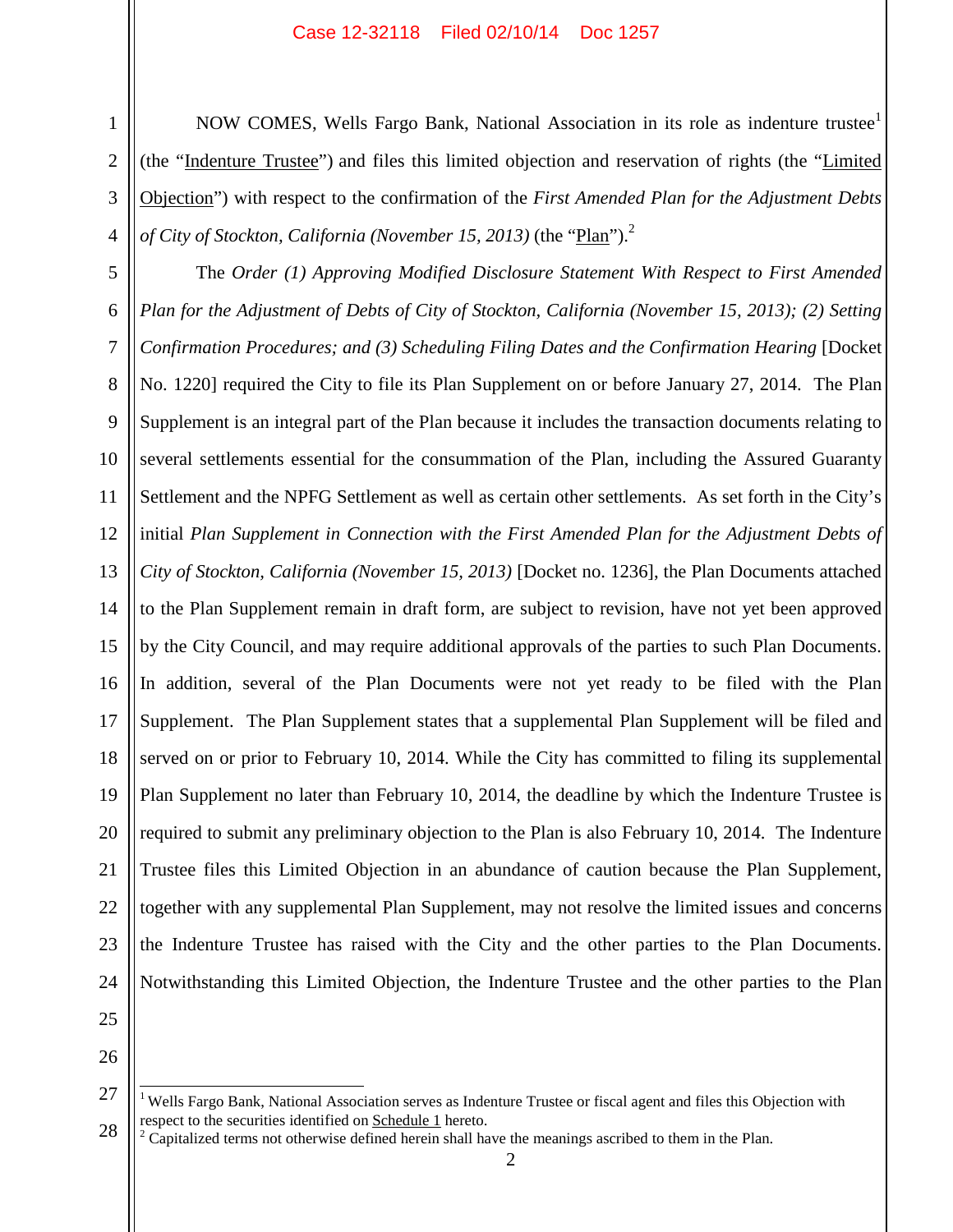NOW COMES, Wells Fargo Bank, National Association in its role as indenture trustee[1] (the "Indenture Trustee") and files this limited objection and reservation of rights (the "Limited Objection") with respect to the confirmation of the *First Amended Plan for the Adjustment Debts of City of Stockton, California (November 15, 2013)* (the "Plan").[2]

The *Order (1) Approving Modified Disclosure Statement With Respect to First Amended Plan for the Adjustment of Debts of City of Stockton, California (November 15, 2013); (2) Setting Confirmation Procedures; and (3) Scheduling Filing Dates and the Confirmation Hearing* [Docket No. 1220] required the City to file its Plan Supplement on or before January 27, 2014. The Plan Supplement is an integral part of the Plan because it includes the transaction documents relating to several settlements essential for the consummation of the Plan, including the Assured Guaranty Settlement and the NPFG Settlement as well as certain other settlements. As set forth in the City's initial *Plan Supplement in Connection with the First Amended Plan for the Adjustment Debts of City of Stockton, California (November 15, 2013)* [Docket no. 1236], the Plan Documents attached to the Plan Supplement remain in draft form, are subject to revision, have not yet been approved by the City Council, and may require additional approvals of the parties to such Plan Documents. In addition, several of the Plan Documents were not yet ready to be filed with the Plan Supplement. The Plan Supplement states that a supplemental Plan Supplement will be filed and served on or prior to February 10, 2014. While the City has committed to filing its supplemental Plan Supplement no later than February 10, 2014, the deadline by which the Indenture Trustee is required to submit any preliminary objection to the Plan is also February 10, 2014. The Indenture Trustee files this Limited Objection in an abundance of caution because the Plan Supplement, together with any supplemental Plan Supplement, may not resolve the limited issues and concerns the Indenture Trustee has raised with the City and the other parties to the Plan Documents. Notwithstanding this Limited Objection, the Indenture Trustee and the other parties to the Plan

---

[1] Wells Fargo Bank, National Association serves as Indenture Trustee or fiscal agent and files this Objection with respect to the securities identified on Schedule 1 hereto.

[2] Capitalized terms not otherwise defined herein shall have the meanings ascribed to them in the Plan.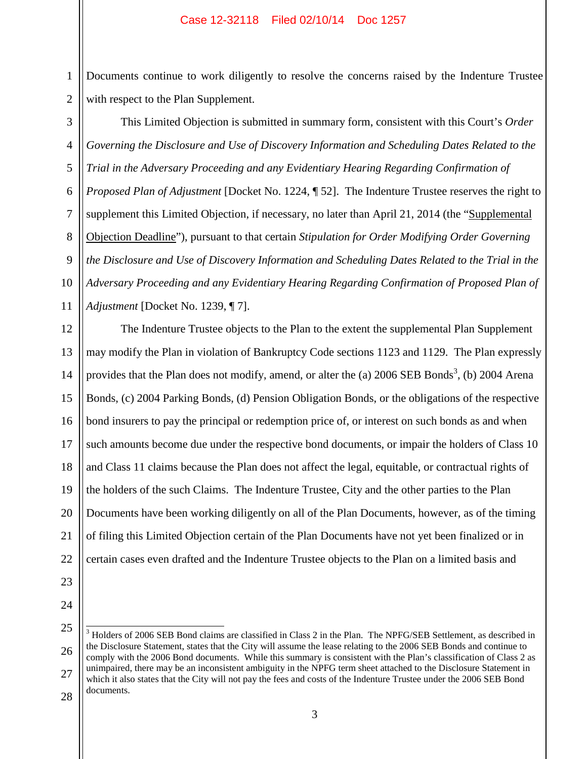Documents continue to work diligently to resolve the concerns raised by the Indenture Trustee with respect to the Plan Supplement.

This Limited Objection is submitted in summary form, consistent with this Court's *Order Governing the Disclosure and Use of Discovery Information and Scheduling Dates Related to the Trial in the Adversary Proceeding and any Evidentiary Hearing Regarding Confirmation of Proposed Plan of Adjustment* [Docket No. 1224, ¶ 52]. The Indenture Trustee reserves the right to supplement this Limited Objection, if necessary, no later than April 21, 2014 (the "Supplemental Objection Deadline"), pursuant to that certain *Stipulation for Order Modifying Order Governing the Disclosure and Use of Discovery Information and Scheduling Dates Related to the Trial in the Adversary Proceeding and any Evidentiary Hearing Regarding Confirmation of Proposed Plan of Adjustment* [Docket No. 1239, ¶ 7].

The Indenture Trustee objects to the Plan to the extent the supplemental Plan Supplement may modify the Plan in violation of Bankruptcy Code sections 1123 and 1129. The Plan expressly provides that the Plan does not modify, amend, or alter the (a) 2006 SEB Bonds[3], (b) 2004 Arena Bonds, (c) 2004 Parking Bonds, (d) Pension Obligation Bonds, or the obligations of the respective bond insurers to pay the principal or redemption price of, or interest on such bonds as and when such amounts become due under the respective bond documents, or impair the holders of Class 10 and Class 11 claims because the Plan does not affect the legal, equitable, or contractual rights of the holders of the such Claims. The Indenture Trustee, City and the other parties to the Plan Documents have been working diligently on all of the Plan Documents, however, as of the timing of filing this Limited Objection certain of the Plan Documents have not yet been finalized or in certain cases even drafted and the Indenture Trustee objects to the Plan on a limited basis and

[3] Holders of 2006 SEB Bond claims are classified in Class 2 in the Plan. The NPFG/SEB Settlement, as described in the Disclosure Statement, states that the City will assume the lease relating to the 2006 SEB Bonds and continue to comply with the 2006 Bond documents. While this summary is consistent with the Plan's classification of Class 2 as unimpaired, there may be an inconsistent ambiguity in the NPFG term sheet attached to the Disclosure Statement in which it also states that the City will not pay the fees and costs of the Indenture Trustee under the 2006 SEB Bond documents.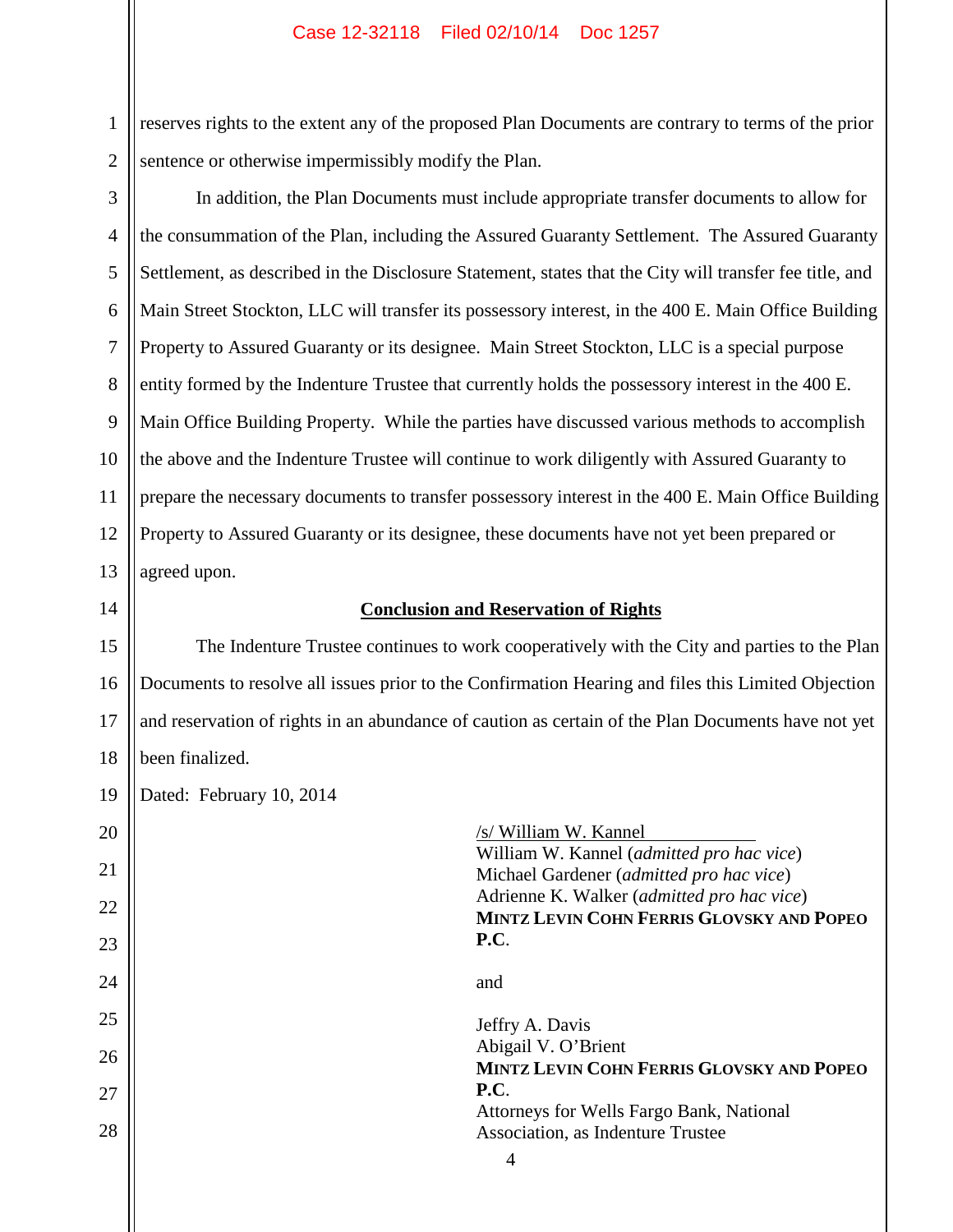reserves rights to the extent any of the proposed Plan Documents are contrary to terms of the prior sentence or otherwise impermissibly modify the Plan.

In addition, the Plan Documents must include appropriate transfer documents to allow for the consummation of the Plan, including the Assured Guaranty Settlement. The Assured Guaranty Settlement, as described in the Disclosure Statement, states that the City will transfer fee title, and Main Street Stockton, LLC will transfer its possessory interest, in the 400 E. Main Office Building Property to Assured Guaranty or its designee. Main Street Stockton, LLC is a special purpose entity formed by the Indenture Trustee that currently holds the possessory interest in the 400 E. Main Office Building Property. While the parties have discussed various methods to accomplish the above and the Indenture Trustee will continue to work diligently with Assured Guaranty to prepare the necessary documents to transfer possessory interest in the 400 E. Main Office Building Property to Assured Guaranty or its designee, these documents have not yet been prepared or agreed upon.

## Conclusion and Reservation of Rights

The Indenture Trustee continues to work cooperatively with the City and parties to the Plan Documents to resolve all issues prior to the Confirmation Hearing and files this Limited Objection and reservation of rights in an abundance of caution as certain of the Plan Documents have not yet been finalized.

Dated: February 10, 2014

/s/ William W. Kannel
William W. Kannel (*admitted pro hac vice*)
Michael Gardener (*admitted pro hac vice*)
Adrienne K. Walker (*admitted pro hac vice*)
**MINTZ LEVIN COHN FERRIS GLOVSKY AND POPEO P.C**.

and

Jeffry A. Davis
Abigail V. O'Brient
**MINTZ LEVIN COHN FERRIS GLOVSKY AND POPEO P.C**.
Attorneys for Wells Fargo Bank, National Association, as Indenture Trustee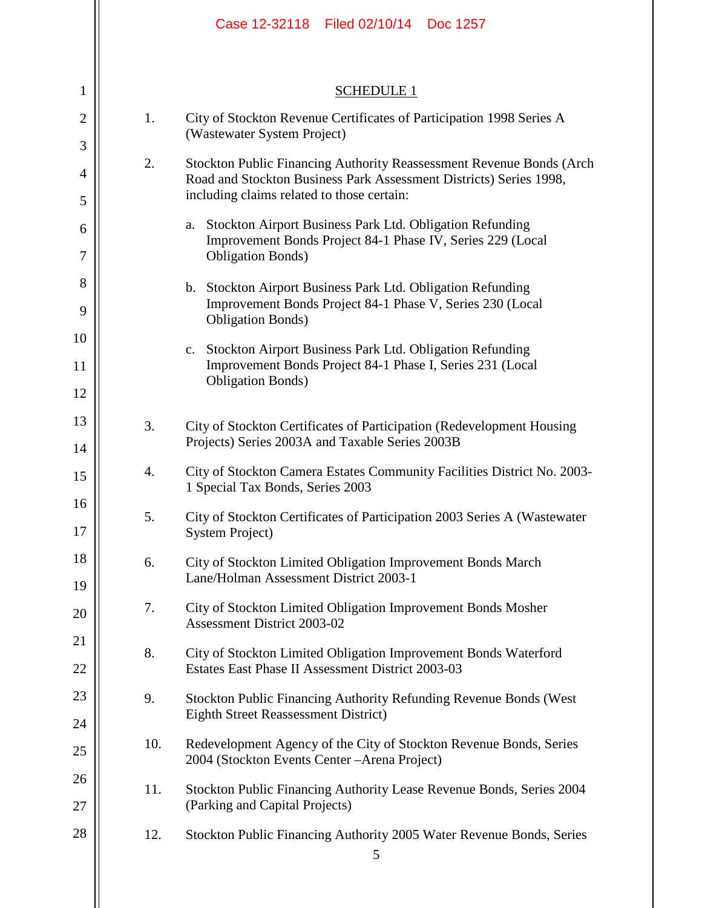## SCHEDULE 1

1. City of Stockton Revenue Certificates of Participation 1998 Series A (Wastewater System Project)

2. Stockton Public Financing Authority Reassessment Revenue Bonds (Arch Road and Stockton Business Park Assessment Districts) Series 1998, including claims related to those certain:

   a. Stockton Airport Business Park Ltd. Obligation Refunding Improvement Bonds Project 84-1 Phase IV, Series 229 (Local Obligation Bonds)

   b. Stockton Airport Business Park Ltd. Obligation Refunding Improvement Bonds Project 84-1 Phase V, Series 230 (Local Obligation Bonds)

   c. Stockton Airport Business Park Ltd. Obligation Refunding Improvement Bonds Project 84-1 Phase I, Series 231 (Local Obligation Bonds)

3. City of Stockton Certificates of Participation (Redevelopment Housing Projects) Series 2003A and Taxable Series 2003B

4. City of Stockton Camera Estates Community Facilities District No. 2003-1 Special Tax Bonds, Series 2003

5. City of Stockton Certificates of Participation 2003 Series A (Wastewater System Project)

6. City of Stockton Limited Obligation Improvement Bonds March Lane/Holman Assessment District 2003-1

7. City of Stockton Limited Obligation Improvement Bonds Mosher Assessment District 2003-02

8. City of Stockton Limited Obligation Improvement Bonds Waterford Estates East Phase II Assessment District 2003-03

9. Stockton Public Financing Authority Refunding Revenue Bonds (West Eighth Street Reassessment District)

10. Redevelopment Agency of the City of Stockton Revenue Bonds, Series 2004 (Stockton Events Center –Arena Project)

11. Stockton Public Financing Authority Lease Revenue Bonds, Series 2004 (Parking and Capital Projects)

12. Stockton Public Financing Authority 2005 Water Revenue Bonds, Series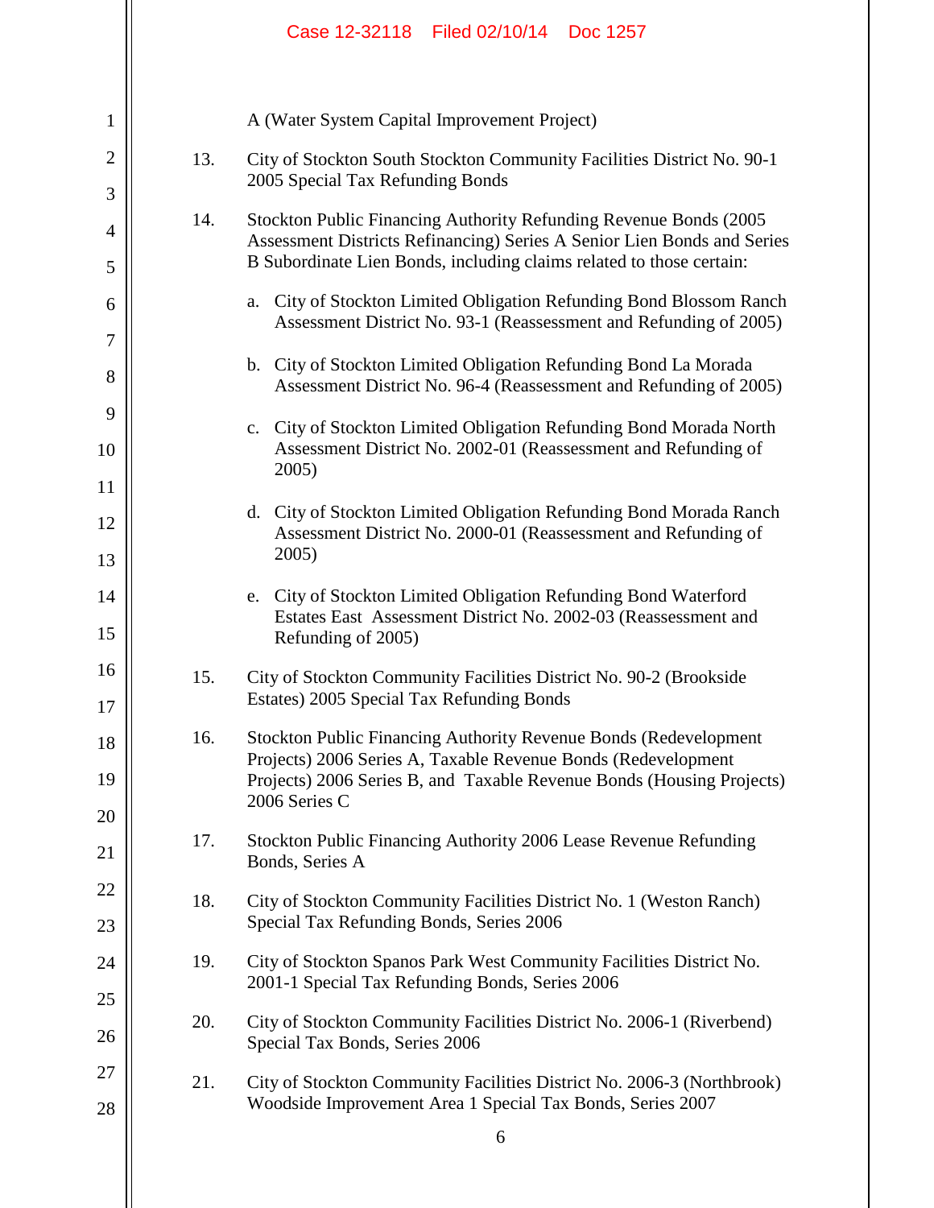A (Water System Capital Improvement Project)

13. City of Stockton South Stockton Community Facilities District No. 90-1 2005 Special Tax Refunding Bonds

14. Stockton Public Financing Authority Refunding Revenue Bonds (2005 Assessment Districts Refinancing) Series A Senior Lien Bonds and Series B Subordinate Lien Bonds, including claims related to those certain:

    a. City of Stockton Limited Obligation Refunding Bond Blossom Ranch Assessment District No. 93-1 (Reassessment and Refunding of 2005)

    b. City of Stockton Limited Obligation Refunding Bond La Morada Assessment District No. 96-4 (Reassessment and Refunding of 2005)

    c. City of Stockton Limited Obligation Refunding Bond Morada North Assessment District No. 2002-01 (Reassessment and Refunding of 2005)

    d. City of Stockton Limited Obligation Refunding Bond Morada Ranch Assessment District No. 2000-01 (Reassessment and Refunding of 2005)

    e. City of Stockton Limited Obligation Refunding Bond Waterford Estates East Assessment District No. 2002-03 (Reassessment and Refunding of 2005)

15. City of Stockton Community Facilities District No. 90-2 (Brookside Estates) 2005 Special Tax Refunding Bonds

16. Stockton Public Financing Authority Revenue Bonds (Redevelopment Projects) 2006 Series A, Taxable Revenue Bonds (Redevelopment Projects) 2006 Series B, and Taxable Revenue Bonds (Housing Projects) 2006 Series C

17. Stockton Public Financing Authority 2006 Lease Revenue Refunding Bonds, Series A

18. City of Stockton Community Facilities District No. 1 (Weston Ranch) Special Tax Refunding Bonds, Series 2006

19. City of Stockton Spanos Park West Community Facilities District No. 2001-1 Special Tax Refunding Bonds, Series 2006

20. City of Stockton Community Facilities District No. 2006-1 (Riverbend) Special Tax Bonds, Series 2006

21. City of Stockton Community Facilities District No. 2006-3 (Northbrook) Woodside Improvement Area 1 Special Tax Bonds, Series 2007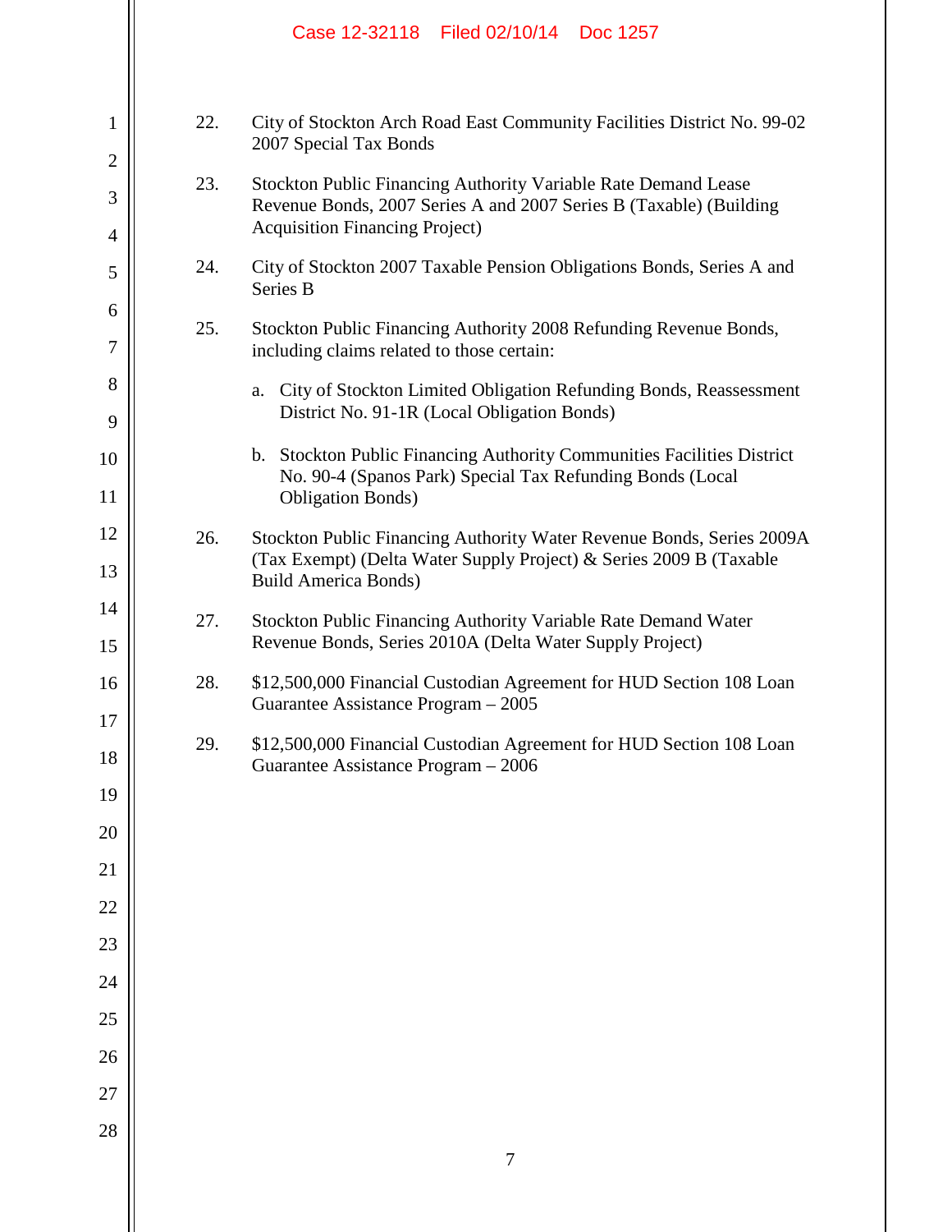22. City of Stockton Arch Road East Community Facilities District No. 99-02 2007 Special Tax Bonds

23. Stockton Public Financing Authority Variable Rate Demand Lease Revenue Bonds, 2007 Series A and 2007 Series B (Taxable) (Building Acquisition Financing Project)

24. City of Stockton 2007 Taxable Pension Obligations Bonds, Series A and Series B

25. Stockton Public Financing Authority 2008 Refunding Revenue Bonds, including claims related to those certain:

    a. City of Stockton Limited Obligation Refunding Bonds, Reassessment District No. 91-1R (Local Obligation Bonds)

    b. Stockton Public Financing Authority Communities Facilities District No. 90-4 (Spanos Park) Special Tax Refunding Bonds (Local Obligation Bonds)

26. Stockton Public Financing Authority Water Revenue Bonds, Series 2009A (Tax Exempt) (Delta Water Supply Project) & Series 2009 B (Taxable Build America Bonds)

27. Stockton Public Financing Authority Variable Rate Demand Water Revenue Bonds, Series 2010A (Delta Water Supply Project)

28. $12,500,000 Financial Custodian Agreement for HUD Section 108 Loan Guarantee Assistance Program – 2005

29. $12,500,000 Financial Custodian Agreement for HUD Section 108 Loan Guarantee Assistance Program – 2006